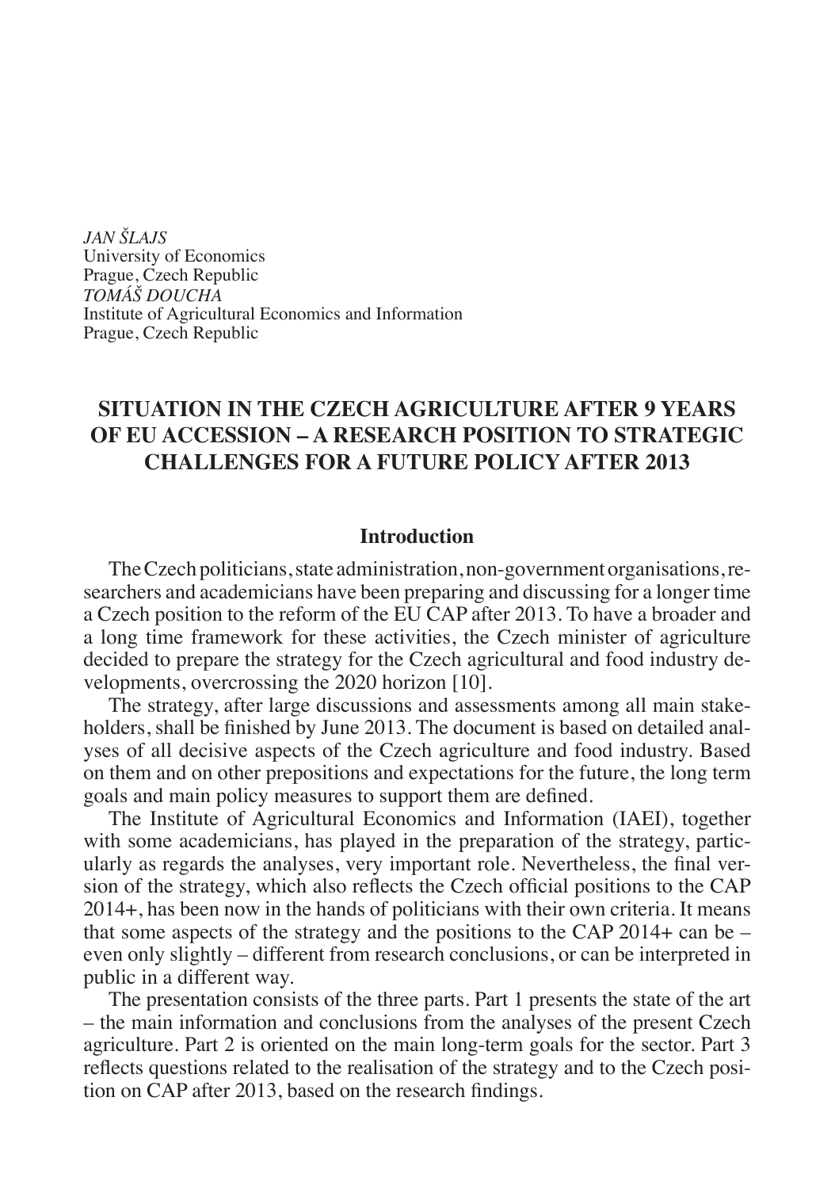*JAN ŠLAJS*
University of Economics
Prague, Czech Republic
*TOMÁŠ DOUCHA*
Institute of Agricultural Economics and Information
Prague, Czech Republic

# SITUATION IN THE CZECH AGRICULTURE AFTER 9 YEARS OF EU ACCESSION – A RESEARCH POSITION TO STRATEGIC CHALLENGES FOR A FUTURE POLICY AFTER 2013

## Introduction

The Czech politicians, state administration, non-government organisations, researchers and academicians have been preparing and discussing for a longer time a Czech position to the reform of the EU CAP after 2013. To have a broader and a long time framework for these activities, the Czech minister of agriculture decided to prepare the strategy for the Czech agricultural and food industry developments, overcrossing the 2020 horizon [10].

The strategy, after large discussions and assessments among all main stakeholders, shall be finished by June 2013. The document is based on detailed analyses of all decisive aspects of the Czech agriculture and food industry. Based on them and on other prepositions and expectations for the future, the long term goals and main policy measures to support them are defined.

The Institute of Agricultural Economics and Information (IAEI), together with some academicians, has played in the preparation of the strategy, particularly as regards the analyses, very important role. Nevertheless, the final version of the strategy, which also reflects the Czech official positions to the CAP 2014+, has been now in the hands of politicians with their own criteria. It means that some aspects of the strategy and the positions to the CAP 2014+ can be – even only slightly – different from research conclusions, or can be interpreted in public in a different way.

The presentation consists of the three parts. Part 1 presents the state of the art – the main information and conclusions from the analyses of the present Czech agriculture. Part 2 is oriented on the main long-term goals for the sector. Part 3 reflects questions related to the realisation of the strategy and to the Czech position on CAP after 2013, based on the research findings.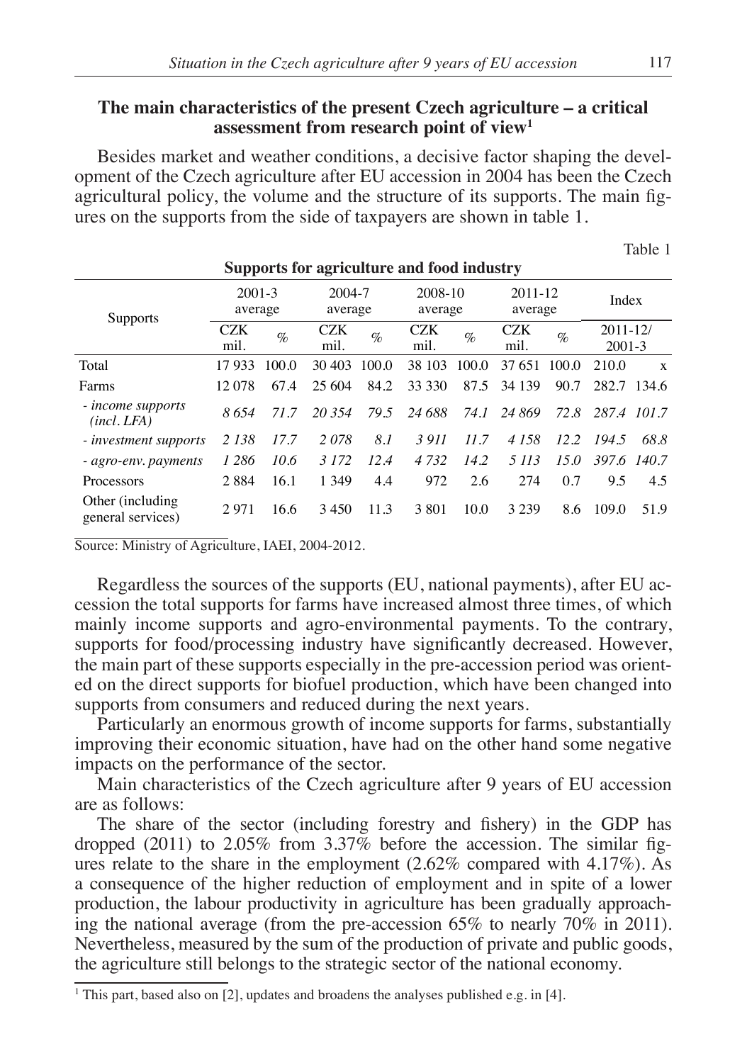### The main characteristics of the present Czech agriculture – a critical assessment from research point of view[1]

Besides market and weather conditions, a decisive factor shaping the development of the Czech agriculture after EU accession in 2004 has been the Czech agricultural policy, the volume and the structure of its supports. The main figures on the supports from the side of taxpayers are shown in table 1.

Table 1

**Supports for agriculture and food industry**

| Supports | 2001-3 average | | 2004-7 average | | 2008-10 average | | 2011-12 average | | Index | |
|---|---|---|---|---|---|---|---|---|---|---|
| | CZK mil. | % | CZK mil. | % | CZK mil. | % | CZK mil. | % | 2011-12/ 2001-3 | |
| Total | 17 933 | 100.0 | 30 403 | 100.0 | 38 103 | 100.0 | 37 651 | 100.0 | 210.0 | x |
| Farms | 12 078 | 67.4 | 25 604 | 84.2 | 33 330 | 87.5 | 34 139 | 90.7 | 282.7 | 134.6 |
| *- income supports (incl. LFA)* | *8 654* | *71.7* | *20 354* | *79.5* | *24 688* | *74.1* | *24 869* | *72.8* | *287.4* | *101.7* |
| *- investment supports* | *2 138* | *17.7* | *2 078* | *8.1* | *3 911* | *11.7* | *4 158* | *12.2* | *194.5* | *68.8* |
| *- agro-env. payments* | *1 286* | *10.6* | *3 172* | *12.4* | *4 732* | *14.2* | *5 113* | *15.0* | *397.6* | *140.7* |
| Processors | 2 884 | 16.1 | 1 349 | 4.4 | 972 | 2.6 | 274 | 0.7 | 9.5 | 4.5 |
| Other (including general services) | 2 971 | 16.6 | 3 450 | 11.3 | 3 801 | 10.0 | 3 239 | 8.6 | 109.0 | 51.9 |

Source: Ministry of Agriculture, IAEI, 2004-2012.

Regardless the sources of the supports (EU, national payments), after EU accession the total supports for farms have increased almost three times, of which mainly income supports and agro-environmental payments. To the contrary, supports for food/processing industry have significantly decreased. However, the main part of these supports especially in the pre-accession period was oriented on the direct supports for biofuel production, which have been changed into supports from consumers and reduced during the next years.

Particularly an enormous growth of income supports for farms, substantially improving their economic situation, have had on the other hand some negative impacts on the performance of the sector.

Main characteristics of the Czech agriculture after 9 years of EU accession are as follows:

The share of the sector (including forestry and fishery) in the GDP has dropped (2011) to 2.05% from 3.37% before the accession. The similar figures relate to the share in the employment (2.62% compared with 4.17%). As a consequence of the higher reduction of employment and in spite of a lower production, the labour productivity in agriculture has been gradually approaching the national average (from the pre-accession 65% to nearly 70% in 2011). Nevertheless, measured by the sum of the production of private and public goods, the agriculture still belongs to the strategic sector of the national economy.

[1] This part, based also on [2], updates and broadens the analyses published e.g. in [4].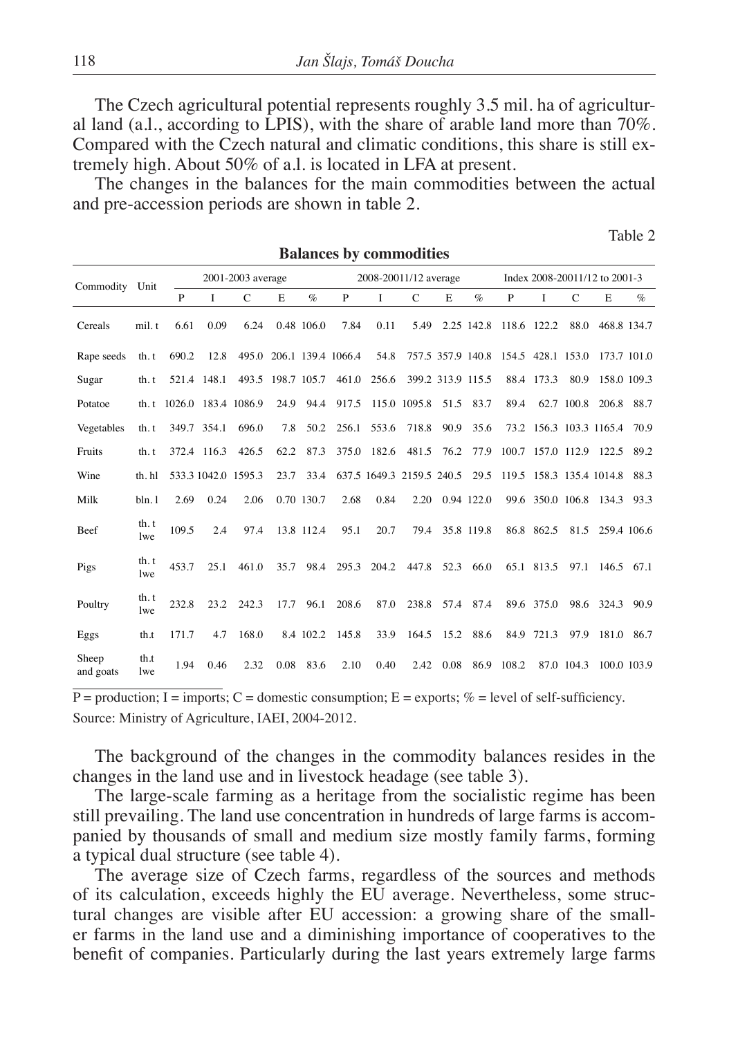The Czech agricultural potential represents roughly 3.5 mil. ha of agricultural land (a.l., according to LPIS), with the share of arable land more than 70%. Compared with the Czech natural and climatic conditions, this share is still extremely high. About 50% of a.l. is located in LFA at present.

The changes in the balances for the main commodities between the actual and pre-accession periods are shown in table 2.

Table 2

**Balances by commodities**

| Commodity | Unit | 2001-2003 average | | | | | 2008-20011/12 average | | | | | Index 2008-20011/12 to 2001-3 | | | | |
|---|---|---|---|---|---|---|---|---|---|---|---|---|---|---|---|---|
| | | P | I | C | E | % | P | I | C | E | % | P | I | C | E | % |
| Cereals | mil. t | 6.61 | 0.09 | 6.24 | 0.48 | 106.0 | 7.84 | 0.11 | 5.49 | 2.25 | 142.8 | 118.6 | 122.2 | 88.0 | 468.8 | 134.7 |
| Rape seeds | th. t | 690.2 | 12.8 | 495.0 | 206.1 | 139.4 | 1066.4 | 54.8 | 757.5 | 357.9 | 140.8 | 154.5 | 428.1 | 153.0 | 173.7 | 101.0 |
| Sugar | th. t | 521.4 | 148.1 | 493.5 | 198.7 | 105.7 | 461.0 | 256.6 | 399.2 | 313.9 | 115.5 | 88.4 | 173.3 | 80.9 | 158.0 | 109.3 |
| Potatoe | th. t | 1026.0 | 183.4 | 1086.9 | 24.9 | 94.4 | 917.5 | 115.0 | 1095.8 | 51.5 | 83.7 | 89.4 | 62.7 | 100.8 | 206.8 | 88.7 |
| Vegetables | th. t | 349.7 | 354.1 | 696.0 | 7.8 | 50.2 | 256.1 | 553.6 | 718.8 | 90.9 | 35.6 | 73.2 | 156.3 | 103.3 | 1165.4 | 70.9 |
| Fruits | th. t | 372.4 | 116.3 | 426.5 | 62.2 | 87.3 | 375.0 | 182.6 | 481.5 | 76.2 | 77.9 | 100.7 | 157.0 | 112.9 | 122.5 | 89.2 |
| Wine | th. hl | 533.3 | 1042.0 | 1595.3 | 23.7 | 33.4 | 637.5 | 1649.3 | 2159.5 | 240.5 | 29.5 | 119.5 | 158.3 | 135.4 | 1014.8 | 88.3 |
| Milk | bln. l | 2.69 | 0.24 | 2.06 | 0.70 | 130.7 | 2.68 | 0.84 | 2.20 | 0.94 | 122.0 | 99.6 | 350.0 | 106.8 | 134.3 | 93.3 |
| Beef | th. t lwe | 109.5 | 2.4 | 97.4 | 13.8 | 112.4 | 95.1 | 20.7 | 79.4 | 35.8 | 119.8 | 86.8 | 862.5 | 81.5 | 259.4 | 106.6 |
| Pigs | th. t lwe | 453.7 | 25.1 | 461.0 | 35.7 | 98.4 | 295.3 | 204.2 | 447.8 | 52.3 | 66.0 | 65.1 | 813.5 | 97.1 | 146.5 | 67.1 |
| Poultry | th. t lwe | 232.8 | 23.2 | 242.3 | 17.7 | 96.1 | 208.6 | 87.0 | 238.8 | 57.4 | 87.4 | 89.6 | 375.0 | 98.6 | 324.3 | 90.9 |
| Eggs | th.t | 171.7 | 4.7 | 168.0 | 8.4 | 102.2 | 145.8 | 33.9 | 164.5 | 15.2 | 88.6 | 84.9 | 721.3 | 97.9 | 181.0 | 86.7 |
| Sheep and goats | th.t lwe | 1.94 | 0.46 | 2.32 | 0.08 | 83.6 | 2.10 | 0.40 | 2.42 | 0.08 | 86.9 | 108.2 | 87.0 | 104.3 | 100.0 | 103.9 |

P = production; I = imports; C = domestic consumption; E = exports; % = level of self-sufficiency.
Source: Ministry of Agriculture, IAEI, 2004-2012.

The background of the changes in the commodity balances resides in the changes in the land use and in livestock headage (see table 3).

The large-scale farming as a heritage from the socialistic regime has been still prevailing. The land use concentration in hundreds of large farms is accompanied by thousands of small and medium size mostly family farms, forming a typical dual structure (see table 4).

The average size of Czech farms, regardless of the sources and methods of its calculation, exceeds highly the EU average. Nevertheless, some structural changes are visible after EU accession: a growing share of the smaller farms in the land use and a diminishing importance of cooperatives to the benefit of companies. Particularly during the last years extremely large farms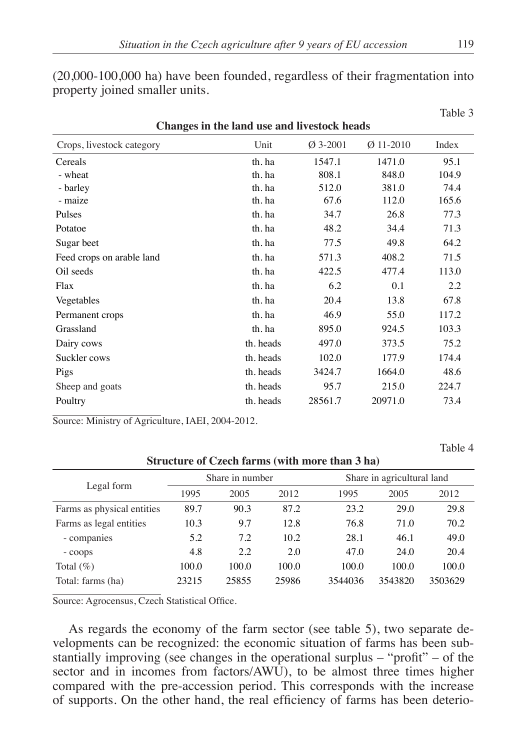(20,000-100,000 ha) have been founded, regardless of their fragmentation into property joined smaller units.

Table 3

**Changes in the land use and livestock heads**

| Crops, livestock category | Unit | Ø 3-2001 | Ø 11-2010 | Index |
|---|---|---|---|---|
| Cereals | th. ha | 1547.1 | 1471.0 | 95.1 |
| - wheat | th. ha | 808.1 | 848.0 | 104.9 |
| - barley | th. ha | 512.0 | 381.0 | 74.4 |
| - maize | th. ha | 67.6 | 112.0 | 165.6 |
| Pulses | th. ha | 34.7 | 26.8 | 77.3 |
| Potatoe | th. ha | 48.2 | 34.4 | 71.3 |
| Sugar beet | th. ha | 77.5 | 49.8 | 64.2 |
| Feed crops on arable land | th. ha | 571.3 | 408.2 | 71.5 |
| Oil seeds | th. ha | 422.5 | 477.4 | 113.0 |
| Flax | th. ha | 6.2 | 0.1 | 2.2 |
| Vegetables | th. ha | 20.4 | 13.8 | 67.8 |
| Permanent crops | th. ha | 46.9 | 55.0 | 117.2 |
| Grassland | th. ha | 895.0 | 924.5 | 103.3 |
| Dairy cows | th. heads | 497.0 | 373.5 | 75.2 |
| Suckler cows | th. heads | 102.0 | 177.9 | 174.4 |
| Pigs | th. heads | 3424.7 | 1664.0 | 48.6 |
| Sheep and goats | th. heads | 95.7 | 215.0 | 224.7 |
| Poultry | th. heads | 28561.7 | 20971.0 | 73.4 |

Source: Ministry of Agriculture, IAEI, 2004-2012.

Table 4

**Structure of Czech farms (with more than 3 ha)**

| Legal form | Share in number | | | Share in agricultural land | | |
|---|---|---|---|---|---|---|
| | 1995 | 2005 | 2012 | 1995 | 2005 | 2012 |
| Farms as physical entities | 89.7 | 90.3 | 87.2 | 23.2 | 29.0 | 29.8 |
| Farms as legal entities | 10.3 | 9.7 | 12.8 | 76.8 | 71.0 | 70.2 |
| - companies | 5.2 | 7.2 | 10.2 | 28.1 | 46.1 | 49.0 |
| - coops | 4.8 | 2.2 | 2.0 | 47.0 | 24.0 | 20.4 |
| Total (%) | 100.0 | 100.0 | 100.0 | 100.0 | 100.0 | 100.0 |
| Total: farms (ha) | 23215 | 25855 | 25986 | 3544036 | 3543820 | 3503629 |

Source: Agrocensus, Czech Statistical Office.

As regards the economy of the farm sector (see table 5), two separate developments can be recognized: the economic situation of farms has been substantially improving (see changes in the operational surplus – "profit" – of the sector and in incomes from factors/AWU), to be almost three times higher compared with the pre-accession period. This corresponds with the increase of supports. On the other hand, the real efficiency of farms has been deterio-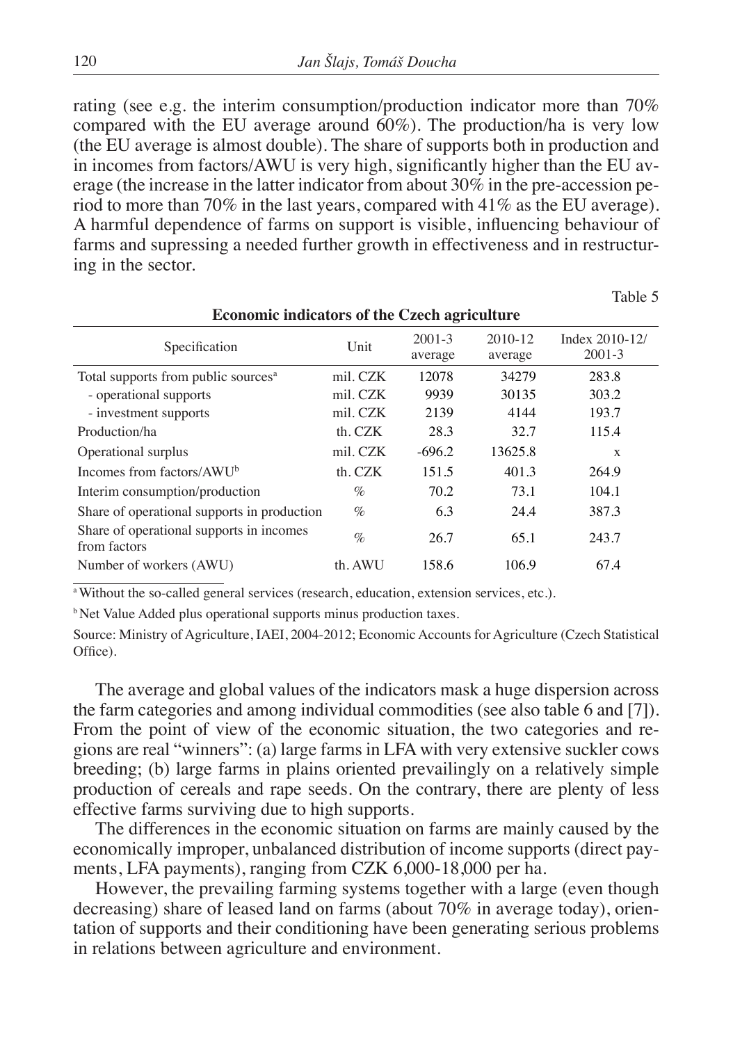rating (see e.g. the interim consumption/production indicator more than 70% compared with the EU average around 60%). The production/ha is very low (the EU average is almost double). The share of supports both in production and in incomes from factors/AWU is very high, significantly higher than the EU average (the increase in the latter indicator from about 30% in the pre-accession period to more than 70% in the last years, compared with 41% as the EU average). A harmful dependence of farms on support is visible, influencing behaviour of farms and supressing a needed further growth in effectiveness and in restructuring in the sector.

Table 5

**Economic indicators of the Czech agriculture**

| Specification | Unit | 2001-3 average | 2010-12 average | Index 2010-12/ 2001-3 |
|---|---|---|---|---|
| Total supports from public sources[a] | mil. CZK | 12078 | 34279 | 283.8 |
| - operational supports | mil. CZK | 9939 | 30135 | 303.2 |
| - investment supports | mil. CZK | 2139 | 4144 | 193.7 |
| Production/ha | th. CZK | 28.3 | 32.7 | 115.4 |
| Operational surplus | mil. CZK | -696.2 | 13625.8 | x |
| Incomes from factors/AWU[b] | th. CZK | 151.5 | 401.3 | 264.9 |
| Interim consumption/production | % | 70.2 | 73.1 | 104.1 |
| Share of operational supports in production | % | 6.3 | 24.4 | 387.3 |
| Share of operational supports in incomes from factors | % | 26.7 | 65.1 | 243.7 |
| Number of workers (AWU) | th. AWU | 158.6 | 106.9 | 67.4 |

[a] Without the so-called general services (research, education, extension services, etc.).

[b] Net Value Added plus operational supports minus production taxes.

Source: Ministry of Agriculture, IAEI, 2004-2012; Economic Accounts for Agriculture (Czech Statistical Office).

The average and global values of the indicators mask a huge dispersion across the farm categories and among individual commodities (see also table 6 and [7]). From the point of view of the economic situation, the two categories and regions are real "winners": (a) large farms in LFA with very extensive suckler cows breeding; (b) large farms in plains oriented prevailingly on a relatively simple production of cereals and rape seeds. On the contrary, there are plenty of less effective farms surviving due to high supports.

The differences in the economic situation on farms are mainly caused by the economically improper, unbalanced distribution of income supports (direct payments, LFA payments), ranging from CZK 6,000-18,000 per ha.

However, the prevailing farming systems together with a large (even though decreasing) share of leased land on farms (about 70% in average today), orientation of supports and their conditioning have been generating serious problems in relations between agriculture and environment.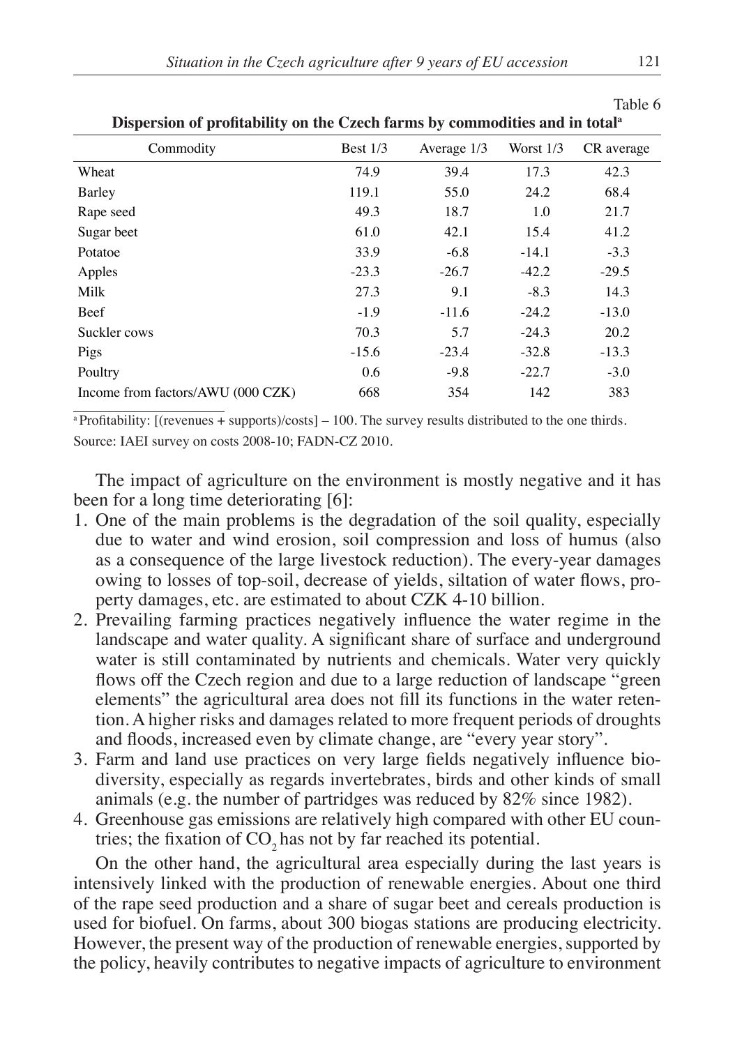Table 6

**Dispersion of profitability on the Czech farms by commodities and in total[a]**

| Commodity | Best 1/3 | Average 1/3 | Worst 1/3 | CR average |
|---|---|---|---|---|
| Wheat | 74.9 | 39.4 | 17.3 | 42.3 |
| Barley | 119.1 | 55.0 | 24.2 | 68.4 |
| Rape seed | 49.3 | 18.7 | 1.0 | 21.7 |
| Sugar beet | 61.0 | 42.1 | 15.4 | 41.2 |
| Potatoe | 33.9 | -6.8 | -14.1 | -3.3 |
| Apples | -23.3 | -26.7 | -42.2 | -29.5 |
| Milk | 27.3 | 9.1 | -8.3 | 14.3 |
| Beef | -1.9 | -11.6 | -24.2 | -13.0 |
| Suckler cows | 70.3 | 5.7 | -24.3 | 20.2 |
| Pigs | -15.6 | -23.4 | -32.8 | -13.3 |
| Poultry | 0.6 | -9.8 | -22.7 | -3.0 |
| Income from factors/AWU (000 CZK) | 668 | 354 | 142 | 383 |

[a] Profitability: [(revenues + supports)/costs] – 100. The survey results distributed to the one thirds.

Source: IAEI survey on costs 2008-10; FADN-CZ 2010.

The impact of agriculture on the environment is mostly negative and it has been for a long time deteriorating [6]:

1. One of the main problems is the degradation of the soil quality, especially due to water and wind erosion, soil compression and loss of humus (also as a consequence of the large livestock reduction). The every-year damages owing to losses of top-soil, decrease of yields, siltation of water flows, property damages, etc. are estimated to about CZK 4-10 billion.
2. Prevailing farming practices negatively influence the water regime in the landscape and water quality. A significant share of surface and underground water is still contaminated by nutrients and chemicals. Water very quickly flows off the Czech region and due to a large reduction of landscape "green elements" the agricultural area does not fill its functions in the water retention. A higher risks and damages related to more frequent periods of droughts and floods, increased even by climate change, are "every year story".
3. Farm and land use practices on very large fields negatively influence biodiversity, especially as regards invertebrates, birds and other kinds of small animals (e.g. the number of partridges was reduced by 82% since 1982).
4. Greenhouse gas emissions are relatively high compared with other EU countries; the fixation of $CO_2$ has not by far reached its potential.

On the other hand, the agricultural area especially during the last years is intensively linked with the production of renewable energies. About one third of the rape seed production and a share of sugar beet and cereals production is used for biofuel. On farms, about 300 biogas stations are producing electricity. However, the present way of the production of renewable energies, supported by the policy, heavily contributes to negative impacts of agriculture to environment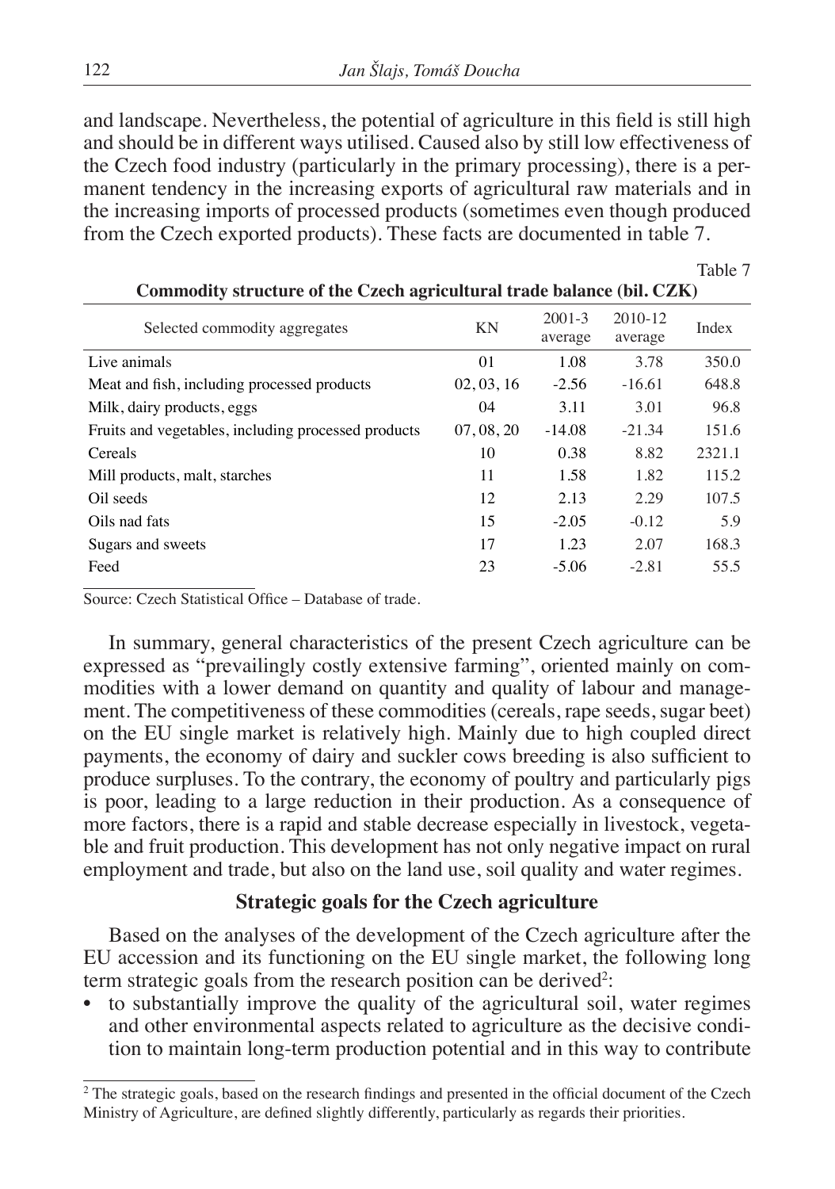and landscape. Nevertheless, the potential of agriculture in this field is still high and should be in different ways utilised. Caused also by still low effectiveness of the Czech food industry (particularly in the primary processing), there is a permanent tendency in the increasing exports of agricultural raw materials and in the increasing imports of processed products (sometimes even though produced from the Czech exported products). These facts are documented in table 7.

Table 7

**Commodity structure of the Czech agricultural trade balance (bil. CZK)**

| Selected commodity aggregates | KN | 2001-3 average | 2010-12 average | Index |
|---|---|---|---|---|
| Live animals | 01 | 1.08 | 3.78 | 350.0 |
| Meat and fish, including processed products | 02, 03, 16 | -2.56 | -16.61 | 648.8 |
| Milk, dairy products, eggs | 04 | 3.11 | 3.01 | 96.8 |
| Fruits and vegetables, including processed products | 07, 08, 20 | -14.08 | -21.34 | 151.6 |
| Cereals | 10 | 0.38 | 8.82 | 2321.1 |
| Mill products, malt, starches | 11 | 1.58 | 1.82 | 115.2 |
| Oil seeds | 12 | 2.13 | 2.29 | 107.5 |
| Oils nad fats | 15 | -2.05 | -0.12 | 5.9 |
| Sugars and sweets | 17 | 1.23 | 2.07 | 168.3 |
| Feed | 23 | -5.06 | -2.81 | 55.5 |

Source: Czech Statistical Office – Database of trade.

In summary, general characteristics of the present Czech agriculture can be expressed as "prevailingly costly extensive farming", oriented mainly on commodities with a lower demand on quantity and quality of labour and management. The competitiveness of these commodities (cereals, rape seeds, sugar beet) on the EU single market is relatively high. Mainly due to high coupled direct payments, the economy of dairy and suckler cows breeding is also sufficient to produce surpluses. To the contrary, the economy of poultry and particularly pigs is poor, leading to a large reduction in their production. As a consequence of more factors, there is a rapid and stable decrease especially in livestock, vegetable and fruit production. This development has not only negative impact on rural employment and trade, but also on the land use, soil quality and water regimes.

## Strategic goals for the Czech agriculture

Based on the analyses of the development of the Czech agriculture after the EU accession and its functioning on the EU single market, the following long term strategic goals from the research position can be derived[2]:

- to substantially improve the quality of the agricultural soil, water regimes and other environmental aspects related to agriculture as the decisive condition to maintain long-term production potential and in this way to contribute

[2] The strategic goals, based on the research findings and presented in the official document of the Czech Ministry of Agriculture, are defined slightly differently, particularly as regards their priorities.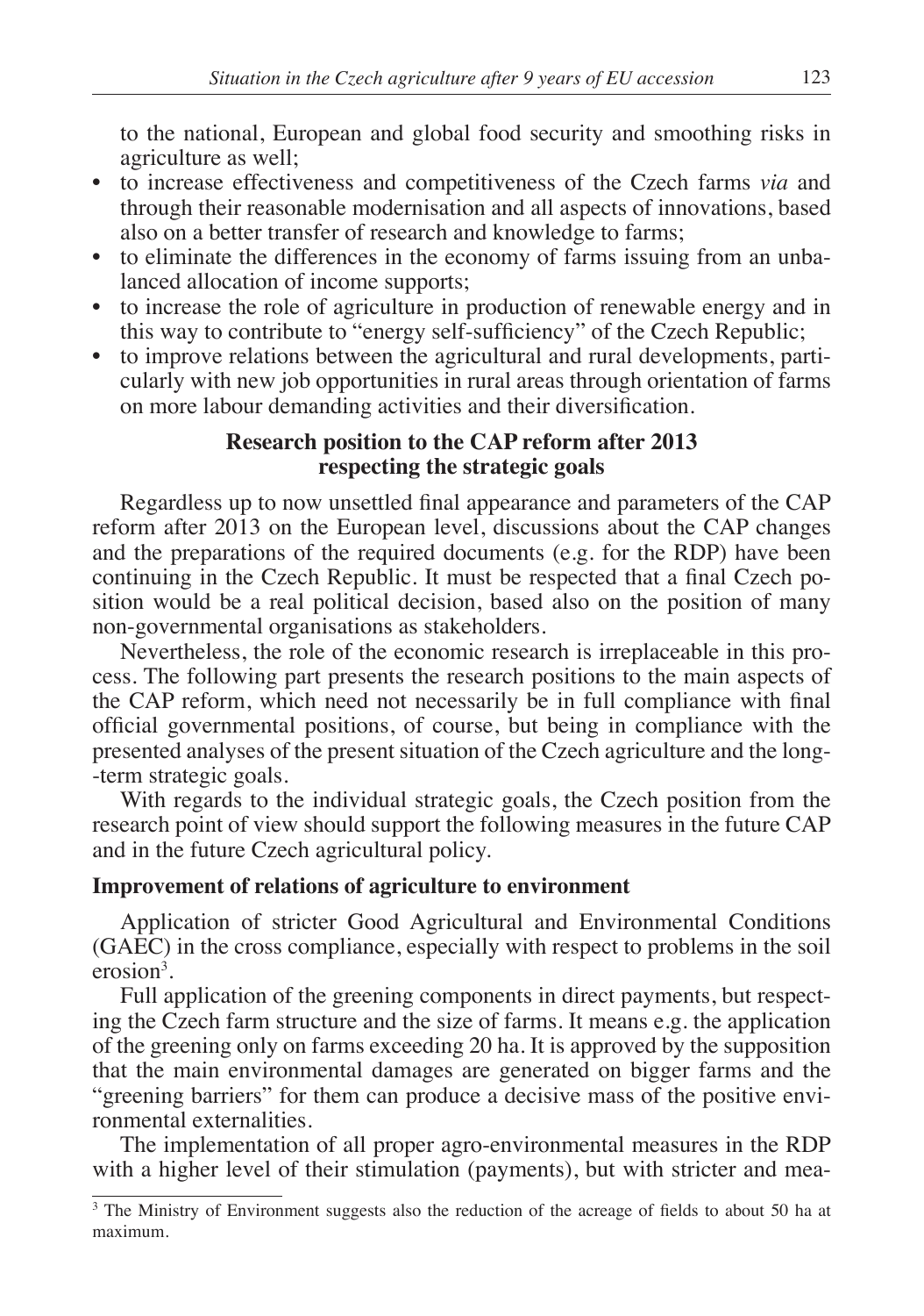to the national, European and global food security and smoothing risks in agriculture as well;

- to increase effectiveness and competitiveness of the Czech farms *via* and through their reasonable modernisation and all aspects of innovations, based also on a better transfer of research and knowledge to farms;
- to eliminate the differences in the economy of farms issuing from an unbalanced allocation of income supports;
- to increase the role of agriculture in production of renewable energy and in this way to contribute to "energy self-sufficiency" of the Czech Republic;
- to improve relations between the agricultural and rural developments, particularly with new job opportunities in rural areas through orientation of farms on more labour demanding activities and their diversification.

## Research position to the CAP reform after 2013 respecting the strategic goals

Regardless up to now unsettled final appearance and parameters of the CAP reform after 2013 on the European level, discussions about the CAP changes and the preparations of the required documents (e.g. for the RDP) have been continuing in the Czech Republic. It must be respected that a final Czech position would be a real political decision, based also on the position of many non-governmental organisations as stakeholders.

Nevertheless, the role of the economic research is irreplaceable in this process. The following part presents the research positions to the main aspects of the CAP reform, which need not necessarily be in full compliance with final official governmental positions, of course, but being in compliance with the presented analyses of the present situation of the Czech agriculture and the long-term strategic goals.

With regards to the individual strategic goals, the Czech position from the research point of view should support the following measures in the future CAP and in the future Czech agricultural policy.

### Improvement of relations of agriculture to environment

Application of stricter Good Agricultural and Environmental Conditions (GAEC) in the cross compliance, especially with respect to problems in the soil erosion[3].

Full application of the greening components in direct payments, but respecting the Czech farm structure and the size of farms. It means e.g. the application of the greening only on farms exceeding 20 ha. It is approved by the supposition that the main environmental damages are generated on bigger farms and the "greening barriers" for them can produce a decisive mass of the positive environmental externalities.

The implementation of all proper agro-environmental measures in the RDP with a higher level of their stimulation (payments), but with stricter and mea-

[3] The Ministry of Environment suggests also the reduction of the acreage of fields to about 50 ha at maximum.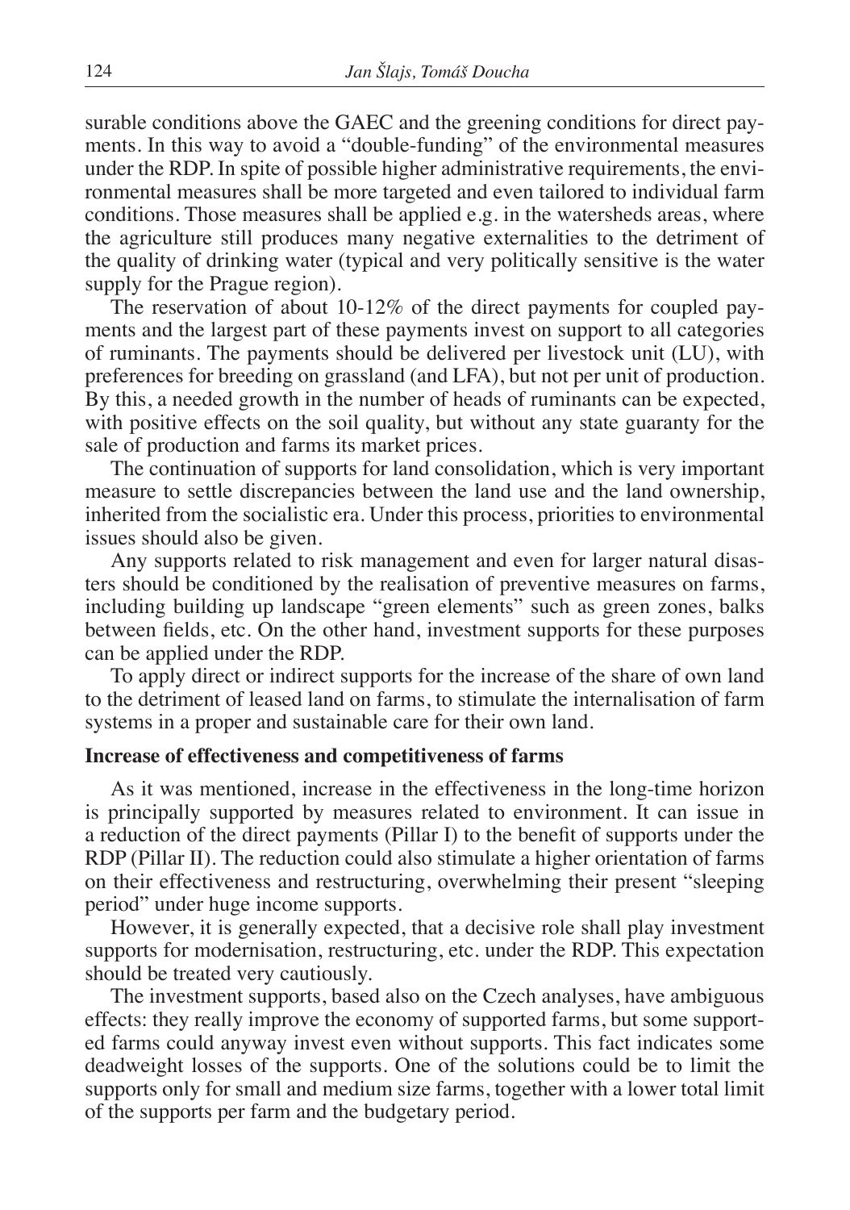surable conditions above the GAEC and the greening conditions for direct payments. In this way to avoid a "double-funding" of the environmental measures under the RDP. In spite of possible higher administrative requirements, the environmental measures shall be more targeted and even tailored to individual farm conditions. Those measures shall be applied e.g. in the watersheds areas, where the agriculture still produces many negative externalities to the detriment of the quality of drinking water (typical and very politically sensitive is the water supply for the Prague region).

The reservation of about 10-12% of the direct payments for coupled payments and the largest part of these payments invest on support to all categories of ruminants. The payments should be delivered per livestock unit (LU), with preferences for breeding on grassland (and LFA), but not per unit of production. By this, a needed growth in the number of heads of ruminants can be expected, with positive effects on the soil quality, but without any state guaranty for the sale of production and farms its market prices.

The continuation of supports for land consolidation, which is very important measure to settle discrepancies between the land use and the land ownership, inherited from the socialistic era. Under this process, priorities to environmental issues should also be given.

Any supports related to risk management and even for larger natural disasters should be conditioned by the realisation of preventive measures on farms, including building up landscape "green elements" such as green zones, balks between fields, etc. On the other hand, investment supports for these purposes can be applied under the RDP.

To apply direct or indirect supports for the increase of the share of own land to the detriment of leased land on farms, to stimulate the internalisation of farm systems in a proper and sustainable care for their own land.

**Increase of effectiveness and competitiveness of farms**

As it was mentioned, increase in the effectiveness in the long-time horizon is principally supported by measures related to environment. It can issue in a reduction of the direct payments (Pillar I) to the benefit of supports under the RDP (Pillar II). The reduction could also stimulate a higher orientation of farms on their effectiveness and restructuring, overwhelming their present "sleeping period" under huge income supports.

However, it is generally expected, that a decisive role shall play investment supports for modernisation, restructuring, etc. under the RDP. This expectation should be treated very cautiously.

The investment supports, based also on the Czech analyses, have ambiguous effects: they really improve the economy of supported farms, but some supported farms could anyway invest even without supports. This fact indicates some deadweight losses of the supports. One of the solutions could be to limit the supports only for small and medium size farms, together with a lower total limit of the supports per farm and the budgetary period.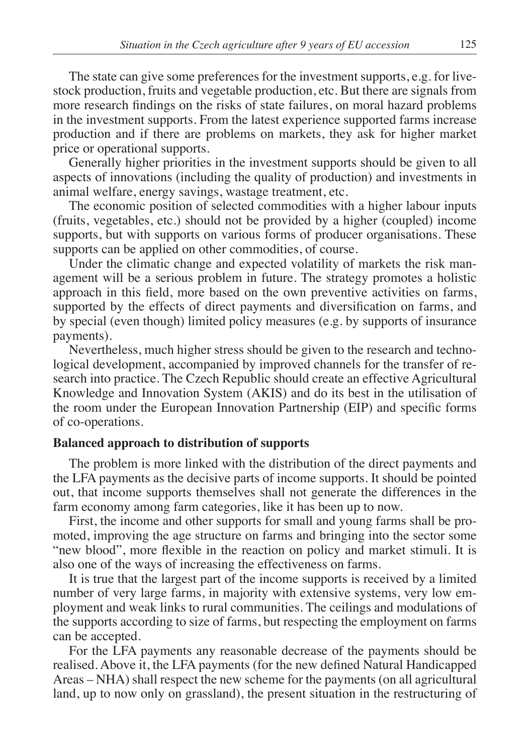The state can give some preferences for the investment supports, e.g. for livestock production, fruits and vegetable production, etc. But there are signals from more research findings on the risks of state failures, on moral hazard problems in the investment supports. From the latest experience supported farms increase production and if there are problems on markets, they ask for higher market price or operational supports.

Generally higher priorities in the investment supports should be given to all aspects of innovations (including the quality of production) and investments in animal welfare, energy savings, wastage treatment, etc.

The economic position of selected commodities with a higher labour inputs (fruits, vegetables, etc.) should not be provided by a higher (coupled) income supports, but with supports on various forms of producer organisations. These supports can be applied on other commodities, of course.

Under the climatic change and expected volatility of markets the risk management will be a serious problem in future. The strategy promotes a holistic approach in this field, more based on the own preventive activities on farms, supported by the effects of direct payments and diversification on farms, and by special (even though) limited policy measures (e.g. by supports of insurance payments).

Nevertheless, much higher stress should be given to the research and technological development, accompanied by improved channels for the transfer of research into practice. The Czech Republic should create an effective Agricultural Knowledge and Innovation System (AKIS) and do its best in the utilisation of the room under the European Innovation Partnership (EIP) and specific forms of co-operations.

**Balanced approach to distribution of supports**

The problem is more linked with the distribution of the direct payments and the LFA payments as the decisive parts of income supports. It should be pointed out, that income supports themselves shall not generate the differences in the farm economy among farm categories, like it has been up to now.

First, the income and other supports for small and young farms shall be promoted, improving the age structure on farms and bringing into the sector some "new blood", more flexible in the reaction on policy and market stimuli. It is also one of the ways of increasing the effectiveness on farms.

It is true that the largest part of the income supports is received by a limited number of very large farms, in majority with extensive systems, very low employment and weak links to rural communities. The ceilings and modulations of the supports according to size of farms, but respecting the employment on farms can be accepted.

For the LFA payments any reasonable decrease of the payments should be realised. Above it, the LFA payments (for the new defined Natural Handicapped Areas – NHA) shall respect the new scheme for the payments (on all agricultural land, up to now only on grassland), the present situation in the restructuring of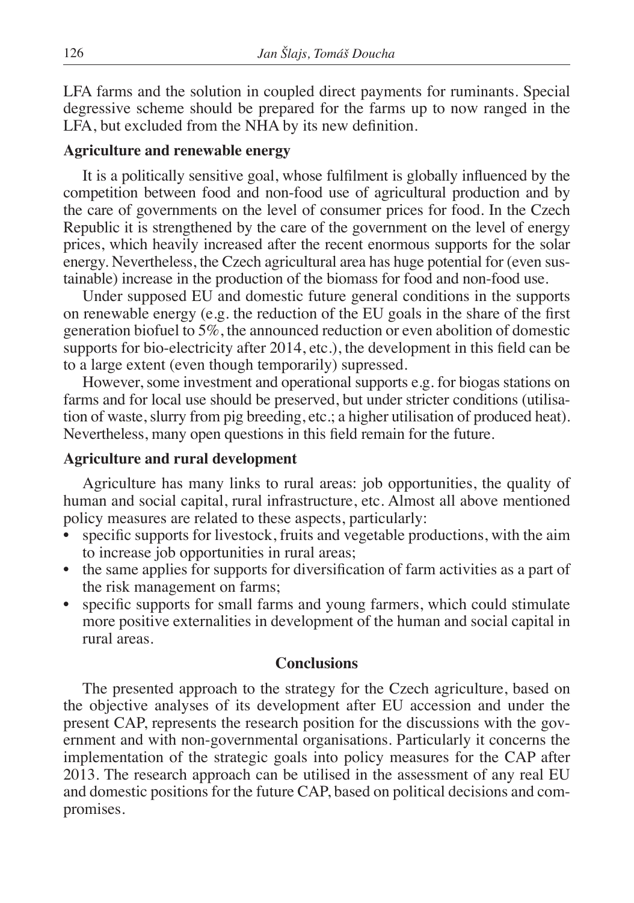LFA farms and the solution in coupled direct payments for ruminants. Special degressive scheme should be prepared for the farms up to now ranged in the LFA, but excluded from the NHA by its new definition.

**Agriculture and renewable energy**

It is a politically sensitive goal, whose fulfilment is globally influenced by the competition between food and non-food use of agricultural production and by the care of governments on the level of consumer prices for food. In the Czech Republic it is strengthened by the care of the government on the level of energy prices, which heavily increased after the recent enormous supports for the solar energy. Nevertheless, the Czech agricultural area has huge potential for (even sustainable) increase in the production of the biomass for food and non-food use.

Under supposed EU and domestic future general conditions in the supports on renewable energy (e.g. the reduction of the EU goals in the share of the first generation biofuel to 5%, the announced reduction or even abolition of domestic supports for bio-electricity after 2014, etc.), the development in this field can be to a large extent (even though temporarily) supressed.

However, some investment and operational supports e.g. for biogas stations on farms and for local use should be preserved, but under stricter conditions (utilisation of waste, slurry from pig breeding, etc.; a higher utilisation of produced heat). Nevertheless, many open questions in this field remain for the future.

**Agriculture and rural development**

Agriculture has many links to rural areas: job opportunities, the quality of human and social capital, rural infrastructure, etc. Almost all above mentioned policy measures are related to these aspects, particularly:

- specific supports for livestock, fruits and vegetable productions, with the aim to increase job opportunities in rural areas;
- the same applies for supports for diversification of farm activities as a part of the risk management on farms;
- specific supports for small farms and young farmers, which could stimulate more positive externalities in development of the human and social capital in rural areas.

## Conclusions

The presented approach to the strategy for the Czech agriculture, based on the objective analyses of its development after EU accession and under the present CAP, represents the research position for the discussions with the government and with non-governmental organisations. Particularly it concerns the implementation of the strategic goals into policy measures for the CAP after 2013. The research approach can be utilised in the assessment of any real EU and domestic positions for the future CAP, based on political decisions and compromises.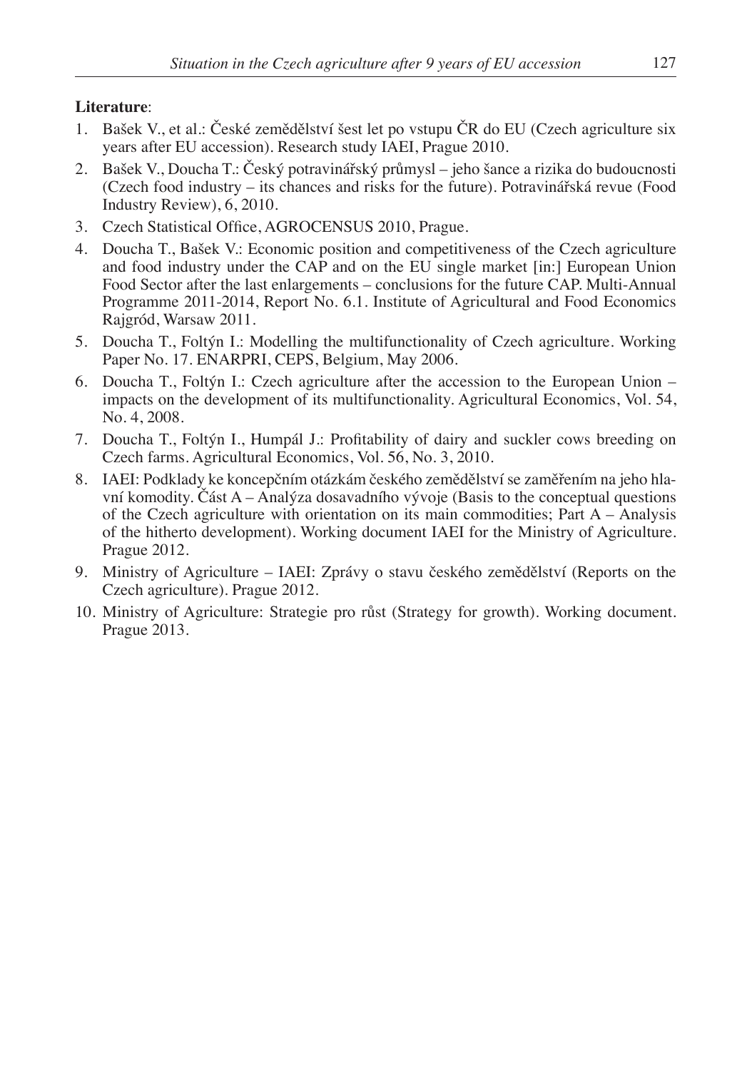**Literature**:

1. Bašek V., et al.: České zemědělství šest let po vstupu ČR do EU (Czech agriculture six years after EU accession). Research study IAEI, Prague 2010.
2. Bašek V., Doucha T.: Český potravinářský průmysl – jeho šance a rizika do budoucnosti (Czech food industry – its chances and risks for the future). Potravinářská revue (Food Industry Review), 6, 2010.
3. Czech Statistical Office, AGROCENSUS 2010, Prague.
4. Doucha T., Bašek V.: Economic position and competitiveness of the Czech agriculture and food industry under the CAP and on the EU single market [in:] European Union Food Sector after the last enlargements – conclusions for the future CAP. Multi-Annual Programme 2011-2014, Report No. 6.1. Institute of Agricultural and Food Economics Rajgród, Warsaw 2011.
5. Doucha T., Foltýn I.: Modelling the multifunctionality of Czech agriculture. Working Paper No. 17. ENARPRI, CEPS, Belgium, May 2006.
6. Doucha T., Foltýn I.: Czech agriculture after the accession to the European Union – impacts on the development of its multifunctionality. Agricultural Economics, Vol. 54, No. 4, 2008.
7. Doucha T., Foltýn I., Humpál J.: Profitability of dairy and suckler cows breeding on Czech farms. Agricultural Economics, Vol. 56, No. 3, 2010.
8. IAEI: Podklady ke koncepčním otázkám českého zemědělství se zaměřením na jeho hlavní komodity. Část A – Analýza dosavadního vývoje (Basis to the conceptual questions of the Czech agriculture with orientation on its main commodities; Part A – Analysis of the hitherto development). Working document IAEI for the Ministry of Agriculture. Prague 2012.
9. Ministry of Agriculture – IAEI: Zprávy o stavu českého zemědělství (Reports on the Czech agriculture). Prague 2012.
10. Ministry of Agriculture: Strategie pro růst (Strategy for growth). Working document. Prague 2013.